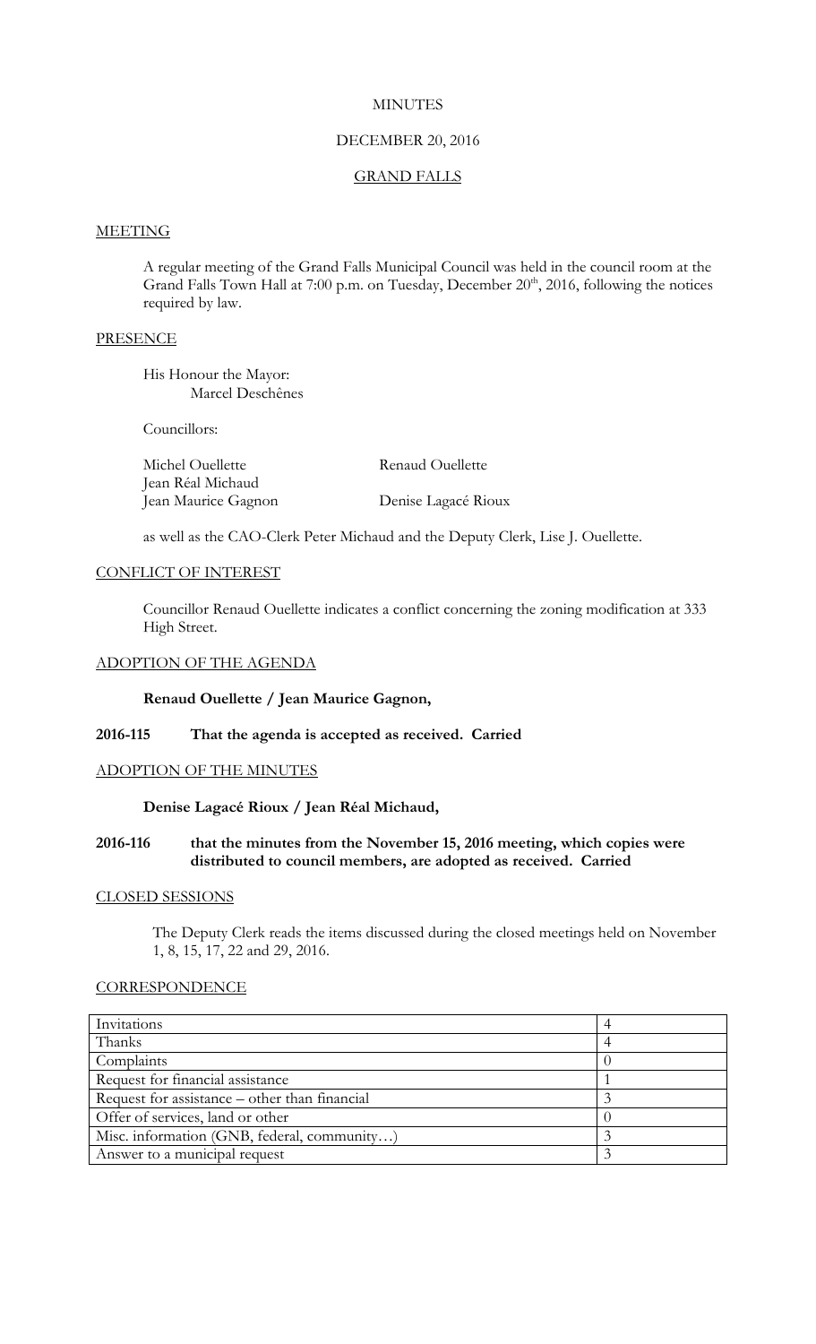# MINUTES

## DECEMBER 20, 2016

## GRAND FALLS

### MEETING

A regular meeting of the Grand Falls Municipal Council was held in the council room at the Grand Falls Town Hall at 7:00 p.m. on Tuesday, December 20th, 2016, following the notices required by law.

### PRESENCE

His Honour the Mayor:
Marcel Deschênes

Councillors:

| | |
|---|---|
| Michel Ouellette | Renaud Ouellette |
| Jean Réal Michaud | |
| Jean Maurice Gagnon | Denise Lagacé Rioux |

as well as the CAO-Clerk Peter Michaud and the Deputy Clerk, Lise J. Ouellette.

### CONFLICT OF INTEREST

Councillor Renaud Ouellette indicates a conflict concerning the zoning modification at 333 High Street.

### ADOPTION OF THE AGENDA

**Renaud Ouellette / Jean Maurice Gagnon,**

**2016-115 That the agenda is accepted as received. Carried**

### ADOPTION OF THE MINUTES

**Denise Lagacé Rioux / Jean Réal Michaud,**

**2016-116 that the minutes from the November 15, 2016 meeting, which copies were distributed to council members, are adopted as received. Carried**

### CLOSED SESSIONS

The Deputy Clerk reads the items discussed during the closed meetings held on November 1, 8, 15, 17, 22 and 29, 2016.

### CORRESPONDENCE

| | |
|---|---|
| Invitations | 4 |
| Thanks | 4 |
| Complaints | 0 |
| Request for financial assistance | 1 |
| Request for assistance – other than financial | 3 |
| Offer of services, land or other | 0 |
| Misc. information (GNB, federal, community…) | 3 |
| Answer to a municipal request | 3 |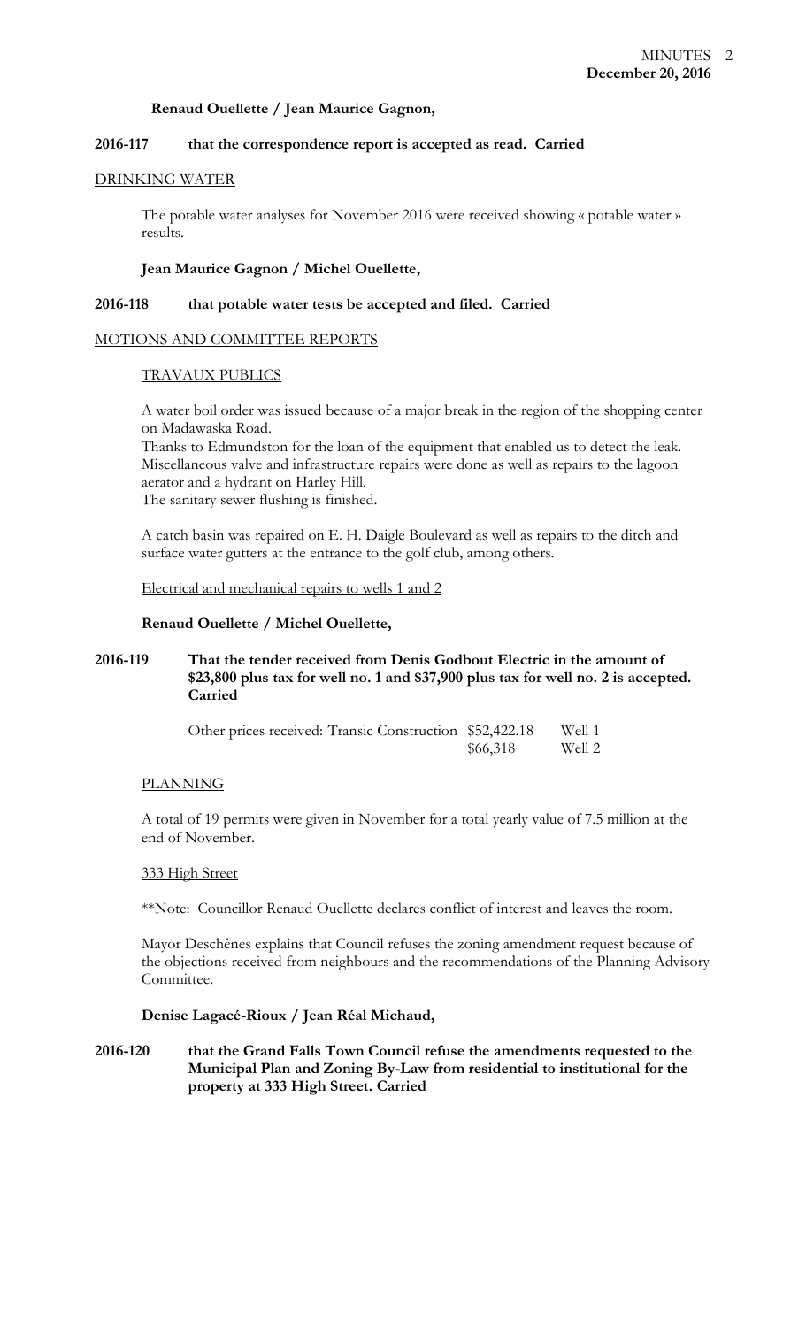**Renaud Ouellette / Jean Maurice Gagnon,**

**2016-117 that the correspondence report is accepted as read. Carried**

DRINKING WATER

The potable water analyses for November 2016 were received showing « potable water » results.

**Jean Maurice Gagnon / Michel Ouellette,**

**2016-118 that potable water tests be accepted and filed. Carried**

MOTIONS AND COMMITTEE REPORTS

TRAVAUX PUBLICS

A water boil order was issued because of a major break in the region of the shopping center on Madawaska Road.
Thanks to Edmundston for the loan of the equipment that enabled us to detect the leak.
Miscellaneous valve and infrastructure repairs were done as well as repairs to the lagoon aerator and a hydrant on Harley Hill.
The sanitary sewer flushing is finished.

A catch basin was repaired on E. H. Daigle Boulevard as well as repairs to the ditch and surface water gutters at the entrance to the golf club, among others.

Electrical and mechanical repairs to wells 1 and 2

**Renaud Ouellette / Michel Ouellette,**

**2016-119 That the tender received from Denis Godbout Electric in the amount of $23,800 plus tax for well no. 1 and $37,900 plus tax for well no. 2 is accepted. Carried**

| Other prices received: Transic Construction | $52,422.18 | Well 1 |
|---|---|---|
| | $66,318 | Well 2 |

PLANNING

A total of 19 permits were given in November for a total yearly value of 7.5 million at the end of November.

333 High Street

**Note: Councillor Renaud Ouellette declares conflict of interest and leaves the room.

Mayor Deschênes explains that Council refuses the zoning amendment request because of the objections received from neighbours and the recommendations of the Planning Advisory Committee.

**Denise Lagacé-Rioux / Jean Réal Michaud,**

**2016-120 that the Grand Falls Town Council refuse the amendments requested to the Municipal Plan and Zoning By-Law from residential to institutional for the property at 333 High Street. Carried**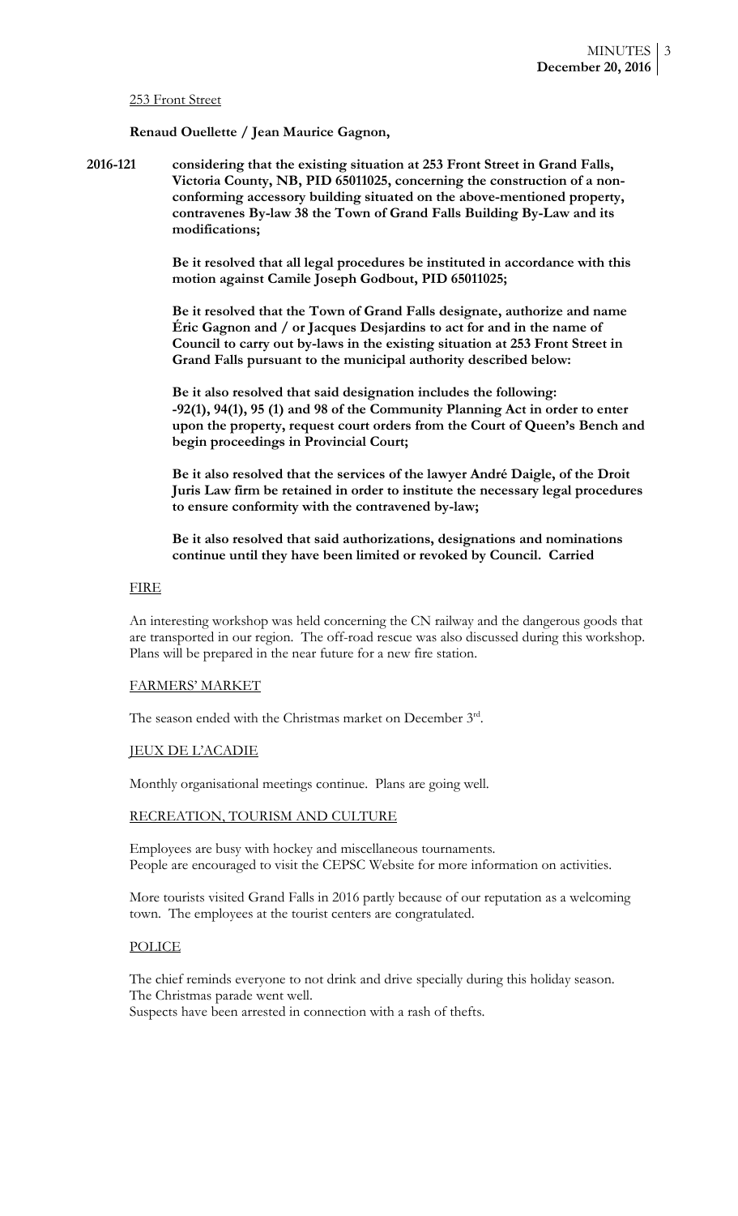253 Front Street

**Renaud Ouellette / Jean Maurice Gagnon,**

**2016-121** **considering that the existing situation at 253 Front Street in Grand Falls, Victoria County, NB, PID 65011025, concerning the construction of a non-conforming accessory building situated on the above-mentioned property, contravenes By-law 38 the Town of Grand Falls Building By-Law and its modifications;**

**Be it resolved that all legal procedures be instituted in accordance with this motion against Camile Joseph Godbout, PID 65011025;**

**Be it resolved that the Town of Grand Falls designate, authorize and name Éric Gagnon and / or Jacques Desjardins to act for and in the name of Council to carry out by-laws in the existing situation at 253 Front Street in Grand Falls pursuant to the municipal authority described below:**

**Be it also resolved that said designation includes the following: -92(1), 94(1), 95 (1) and 98 of the Community Planning Act in order to enter upon the property, request court orders from the Court of Queen's Bench and begin proceedings in Provincial Court;**

**Be it also resolved that the services of the lawyer André Daigle, of the Droit Juris Law firm be retained in order to institute the necessary legal procedures to ensure conformity with the contravened by-law;**

**Be it also resolved that said authorizations, designations and nominations continue until they have been limited or revoked by Council. Carried**

FIRE

An interesting workshop was held concerning the CN railway and the dangerous goods that are transported in our region. The off-road rescue was also discussed during this workshop. Plans will be prepared in the near future for a new fire station.

FARMERS' MARKET

The season ended with the Christmas market on December 3rd.

JEUX DE L'ACADIE

Monthly organisational meetings continue. Plans are going well.

RECREATION, TOURISM AND CULTURE

Employees are busy with hockey and miscellaneous tournaments.
People are encouraged to visit the CEPSC Website for more information on activities.

More tourists visited Grand Falls in 2016 partly because of our reputation as a welcoming town. The employees at the tourist centers are congratulated.

POLICE

The chief reminds everyone to not drink and drive specially during this holiday season.
The Christmas parade went well.
Suspects have been arrested in connection with a rash of thefts.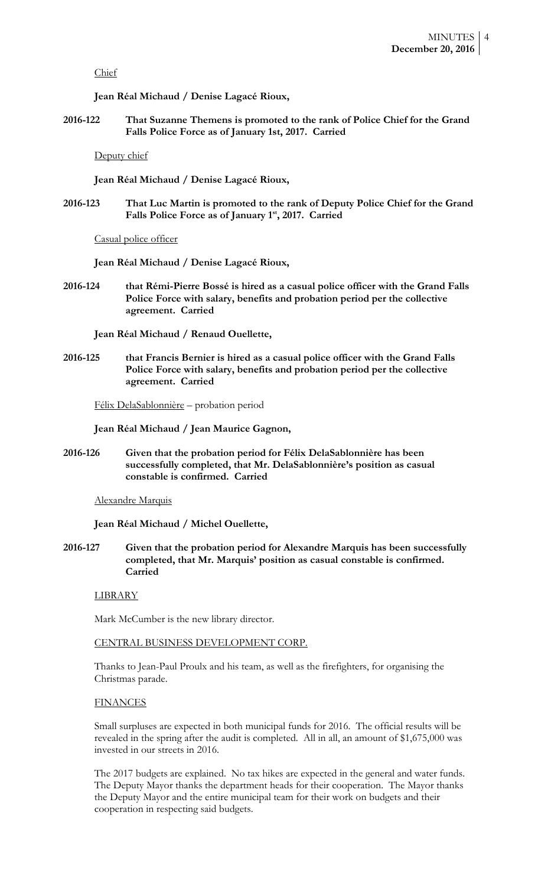Chief

**Jean Réal Michaud / Denise Lagacé Rioux,**

**2016-122 That Suzanne Themens is promoted to the rank of Police Chief for the Grand Falls Police Force as of January 1st, 2017. Carried**

Deputy chief

**Jean Réal Michaud / Denise Lagacé Rioux,**

**2016-123 That Luc Martin is promoted to the rank of Deputy Police Chief for the Grand Falls Police Force as of January 1st, 2017. Carried**

Casual police officer

**Jean Réal Michaud / Denise Lagacé Rioux,**

**2016-124 that Rémi-Pierre Bossé is hired as a casual police officer with the Grand Falls Police Force with salary, benefits and probation period per the collective agreement. Carried**

**Jean Réal Michaud / Renaud Ouellette,**

**2016-125 that Francis Bernier is hired as a casual police officer with the Grand Falls Police Force with salary, benefits and probation period per the collective agreement. Carried**

Félix DelaSablonnière – probation period

**Jean Réal Michaud / Jean Maurice Gagnon,**

**2016-126 Given that the probation period for Félix DelaSablonnière has been successfully completed, that Mr. DelaSablonnière's position as casual constable is confirmed. Carried**

Alexandre Marquis

**Jean Réal Michaud / Michel Ouellette,**

**2016-127 Given that the probation period for Alexandre Marquis has been successfully completed, that Mr. Marquis' position as casual constable is confirmed. Carried**

LIBRARY

Mark McCumber is the new library director.

CENTRAL BUSINESS DEVELOPMENT CORP.

Thanks to Jean-Paul Proulx and his team, as well as the firefighters, for organising the Christmas parade.

FINANCES

Small surpluses are expected in both municipal funds for 2016. The official results will be revealed in the spring after the audit is completed. All in all, an amount of $1,675,000 was invested in our streets in 2016.

The 2017 budgets are explained. No tax hikes are expected in the general and water funds. The Deputy Mayor thanks the department heads for their cooperation. The Mayor thanks the Deputy Mayor and the entire municipal team for their work on budgets and their cooperation in respecting said budgets.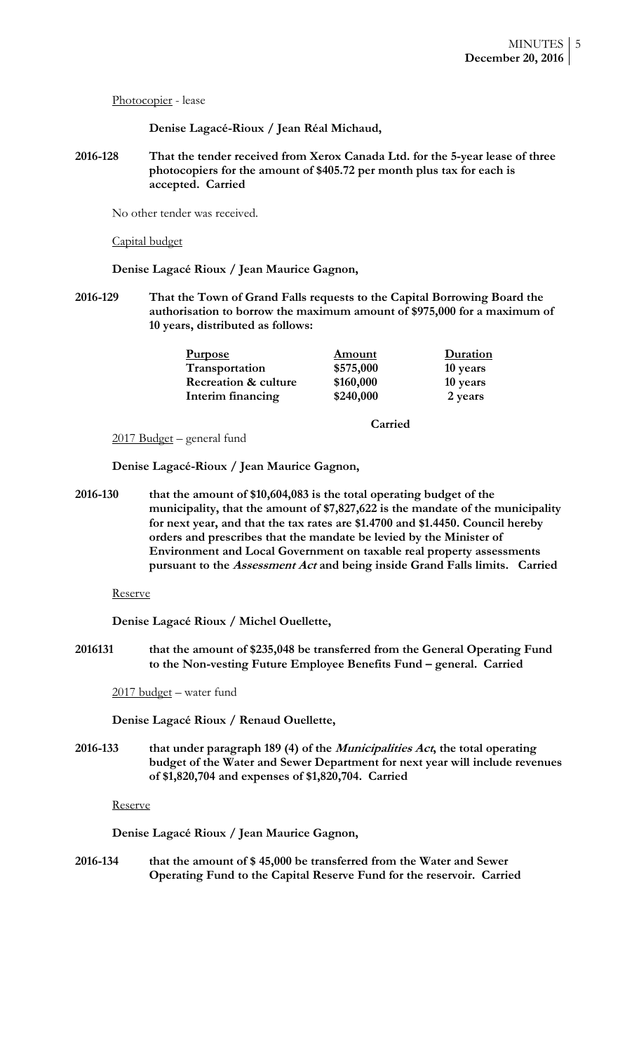Photocopier - lease

**Denise Lagacé-Rioux / Jean Réal Michaud,**

**2016-128 That the tender received from Xerox Canada Ltd. for the 5-year lease of three photocopiers for the amount of $405.72 per month plus tax for each is accepted. Carried**

No other tender was received.

Capital budget

**Denise Lagacé Rioux / Jean Maurice Gagnon,**

**2016-129 That the Town of Grand Falls requests to the Capital Borrowing Board the authorisation to borrow the maximum amount of $975,000 for a maximum of 10 years, distributed as follows:**

| **Purpose** | **Amount** | **Duration** |
| --- | --- | --- |
| **Transportation** | **$575,000** | **10 years** |
| **Recreation & culture** | **$160,000** | **10 years** |
| **Interim financing** | **$240,000** | **2 years** |

**Carried**

2017 Budget – general fund

**Denise Lagacé-Rioux / Jean Maurice Gagnon,**

**2016-130 that the amount of $10,604,083 is the total operating budget of the municipality, that the amount of $7,827,622 is the mandate of the municipality for next year, and that the tax rates are $1.4700 and $1.4450. Council hereby orders and prescribes that the mandate be levied by the Minister of Environment and Local Government on taxable real property assessments pursuant to the *Assessment Act* and being inside Grand Falls limits. Carried**

Reserve

**Denise Lagacé Rioux / Michel Ouellette,**

**2016131 that the amount of $235,048 be transferred from the General Operating Fund to the Non-vesting Future Employee Benefits Fund – general. Carried**

2017 budget – water fund

**Denise Lagacé Rioux / Renaud Ouellette,**

**2016-133 that under paragraph 189 (4) of the *Municipalities Act*, the total operating budget of the Water and Sewer Department for next year will include revenues of $1,820,704 and expenses of $1,820,704. Carried**

Reserve

**Denise Lagacé Rioux / Jean Maurice Gagnon,**

**2016-134 that the amount of $ 45,000 be transferred from the Water and Sewer Operating Fund to the Capital Reserve Fund for the reservoir. Carried**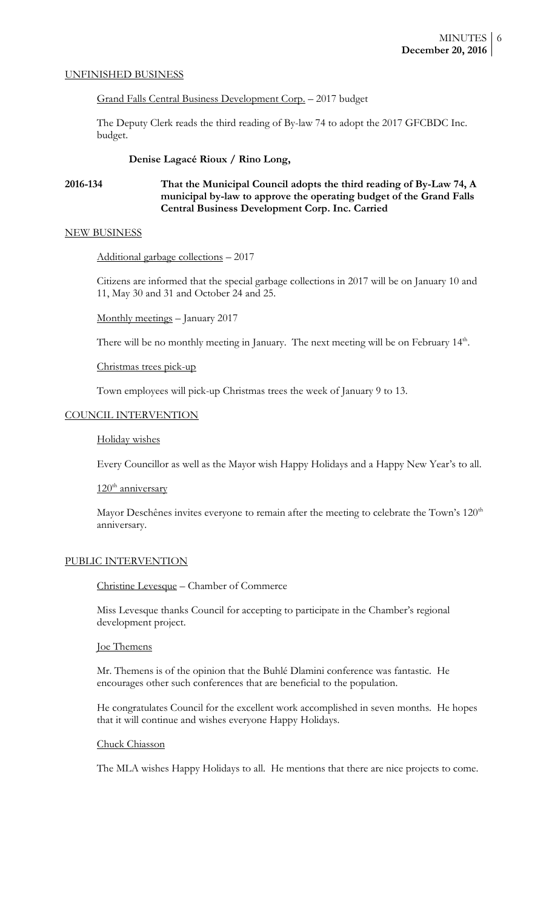## UNFINISHED BUSINESS

Grand Falls Central Business Development Corp. – 2017 budget

The Deputy Clerk reads the third reading of By-law 74 to adopt the 2017 GFCBDC Inc. budget.

**Denise Lagacé Rioux / Rino Long,**

**2016-134** **That the Municipal Council adopts the third reading of By-Law 74, A municipal by-law to approve the operating budget of the Grand Falls Central Business Development Corp. Inc. Carried**

## NEW BUSINESS

Additional garbage collections – 2017

Citizens are informed that the special garbage collections in 2017 will be on January 10 and 11, May 30 and 31 and October 24 and 25.

Monthly meetings – January 2017

There will be no monthly meeting in January. The next meeting will be on February 14th.

Christmas trees pick-up

Town employees will pick-up Christmas trees the week of January 9 to 13.

## COUNCIL INTERVENTION

Holiday wishes

Every Councillor as well as the Mayor wish Happy Holidays and a Happy New Year's to all.

120th anniversary

Mayor Deschênes invites everyone to remain after the meeting to celebrate the Town's 120th anniversary.

## PUBLIC INTERVENTION

Christine Levesque – Chamber of Commerce

Miss Levesque thanks Council for accepting to participate in the Chamber's regional development project.

Joe Themens

Mr. Themens is of the opinion that the Buhlé Dlamini conference was fantastic. He encourages other such conferences that are beneficial to the population.

He congratulates Council for the excellent work accomplished in seven months. He hopes that it will continue and wishes everyone Happy Holidays.

Chuck Chiasson

The MLA wishes Happy Holidays to all. He mentions that there are nice projects to come.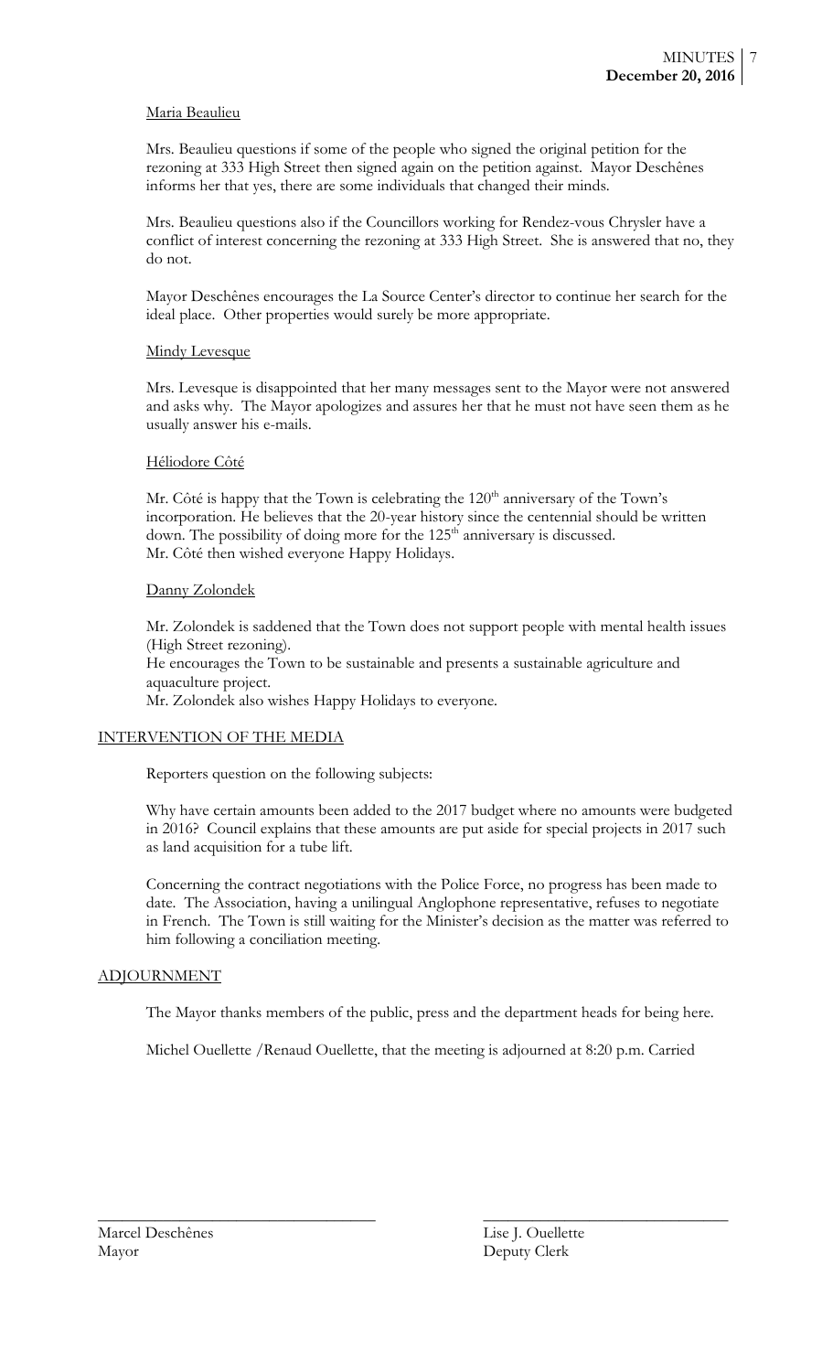Maria Beaulieu

Mrs. Beaulieu questions if some of the people who signed the original petition for the rezoning at 333 High Street then signed again on the petition against. Mayor Deschênes informs her that yes, there are some individuals that changed their minds.

Mrs. Beaulieu questions also if the Councillors working for Rendez-vous Chrysler have a conflict of interest concerning the rezoning at 333 High Street. She is answered that no, they do not.

Mayor Deschênes encourages the La Source Center's director to continue her search for the ideal place. Other properties would surely be more appropriate.

Mindy Levesque

Mrs. Levesque is disappointed that her many messages sent to the Mayor were not answered and asks why. The Mayor apologizes and assures her that he must not have seen them as he usually answer his e-mails.

Héliodore Côté

Mr. Côté is happy that the Town is celebrating the 120th anniversary of the Town's incorporation. He believes that the 20-year history since the centennial should be written down. The possibility of doing more for the 125th anniversary is discussed.
Mr. Côté then wished everyone Happy Holidays.

Danny Zolondek

Mr. Zolondek is saddened that the Town does not support people with mental health issues (High Street rezoning).
He encourages the Town to be sustainable and presents a sustainable agriculture and aquaculture project.
Mr. Zolondek also wishes Happy Holidays to everyone.

## INTERVENTION OF THE MEDIA

Reporters question on the following subjects:

Why have certain amounts been added to the 2017 budget where no amounts were budgeted in 2016? Council explains that these amounts are put aside for special projects in 2017 such as land acquisition for a tube lift.

Concerning the contract negotiations with the Police Force, no progress has been made to date. The Association, having a unilingual Anglophone representative, refuses to negotiate in French. The Town is still waiting for the Minister's decision as the matter was referred to him following a conciliation meeting.

## ADJOURNMENT

The Mayor thanks members of the public, press and the department heads for being here.

Michel Ouellette /Renaud Ouellette, that the meeting is adjourned at 8:20 p.m. Carried

\_\_\_\_\_\_\_\_\_\_\_\_\_\_\_\_\_\_\_\_\_\_\_\_\_\_\_\_\_\_\_\_\_\_
Marcel Deschênes
Mayor

\_\_\_\_\_\_\_\_\_\_\_\_\_\_\_\_\_\_\_\_\_\_\_\_\_\_\_\_\_\_\_\_\_\_
Lise J. Ouellette
Deputy Clerk